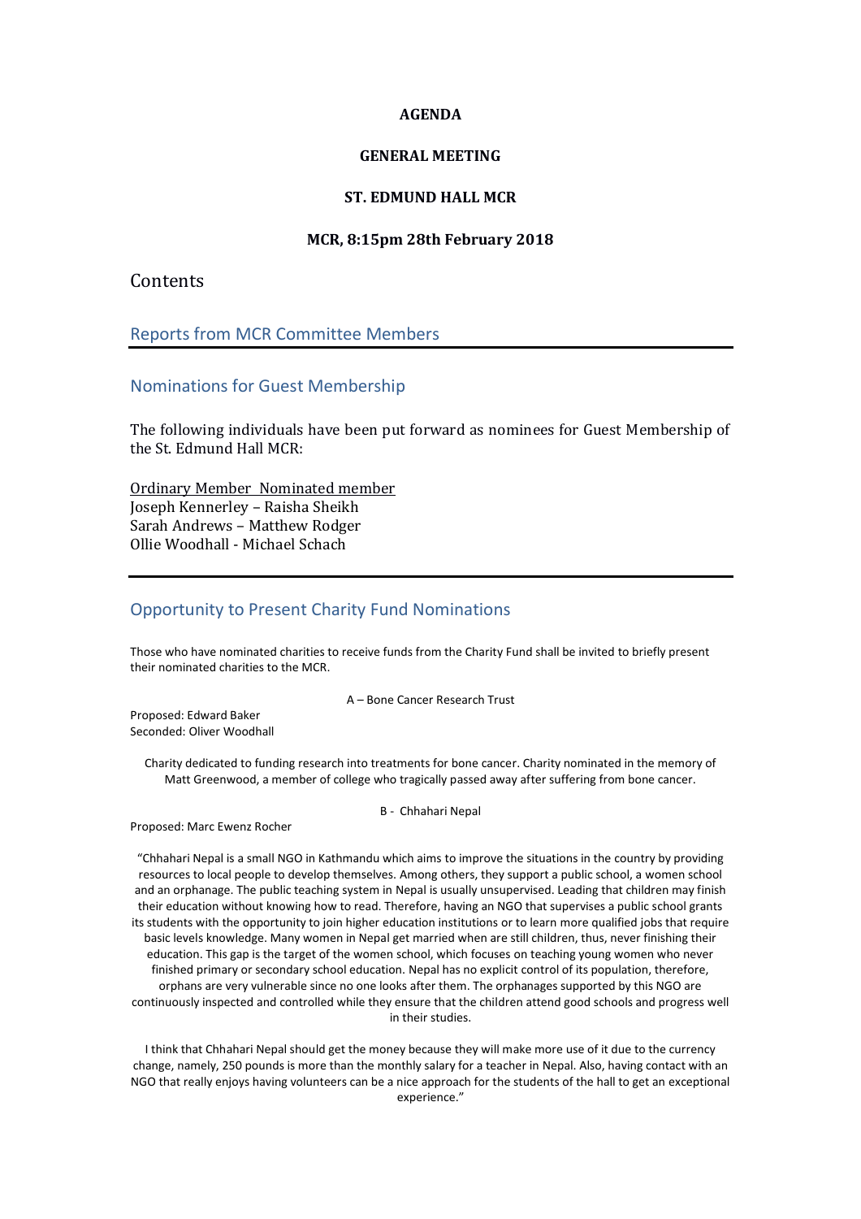**AGENDA**

**GENERAL MEETING**

**ST. EDMUND HALL MCR**

**MCR, 8:15pm 28th February 2018**

# Contents

## Reports from MCR Committee Members

---

## Nominations for Guest Membership

The following individuals have been put forward as nominees for Guest Membership of the St. Edmund Hall MCR:

<u>Ordinary Member Nominated member</u>
Joseph Kennerley – Raisha Sheikh
Sarah Andrews – Matthew Rodger
Ollie Woodhall - Michael Schach

---

## Opportunity to Present Charity Fund Nominations

Those who have nominated charities to receive funds from the Charity Fund shall be invited to briefly present their nominated charities to the MCR.

A – Bone Cancer Research Trust

Proposed: Edward Baker
Seconded: Oliver Woodhall

Charity dedicated to funding research into treatments for bone cancer. Charity nominated in the memory of Matt Greenwood, a member of college who tragically passed away after suffering from bone cancer.

B - Chhahari Nepal

Proposed: Marc Ewenz Rocher

"Chhahari Nepal is a small NGO in Kathmandu which aims to improve the situations in the country by providing resources to local people to develop themselves. Among others, they support a public school, a women school and an orphanage. The public teaching system in Nepal is usually unsupervised. Leading that children may finish their education without knowing how to read. Therefore, having an NGO that supervises a public school grants its students with the opportunity to join higher education institutions or to learn more qualified jobs that require basic levels knowledge. Many women in Nepal get married when are still children, thus, never finishing their education. This gap is the target of the women school, which focuses on teaching young women who never finished primary or secondary school education. Nepal has no explicit control of its population, therefore, orphans are very vulnerable since no one looks after them. The orphanages supported by this NGO are continuously inspected and controlled while they ensure that the children attend good schools and progress well in their studies.

I think that Chhahari Nepal should get the money because they will make more use of it due to the currency change, namely, 250 pounds is more than the monthly salary for a teacher in Nepal. Also, having contact with an NGO that really enjoys having volunteers can be a nice approach for the students of the hall to get an exceptional experience."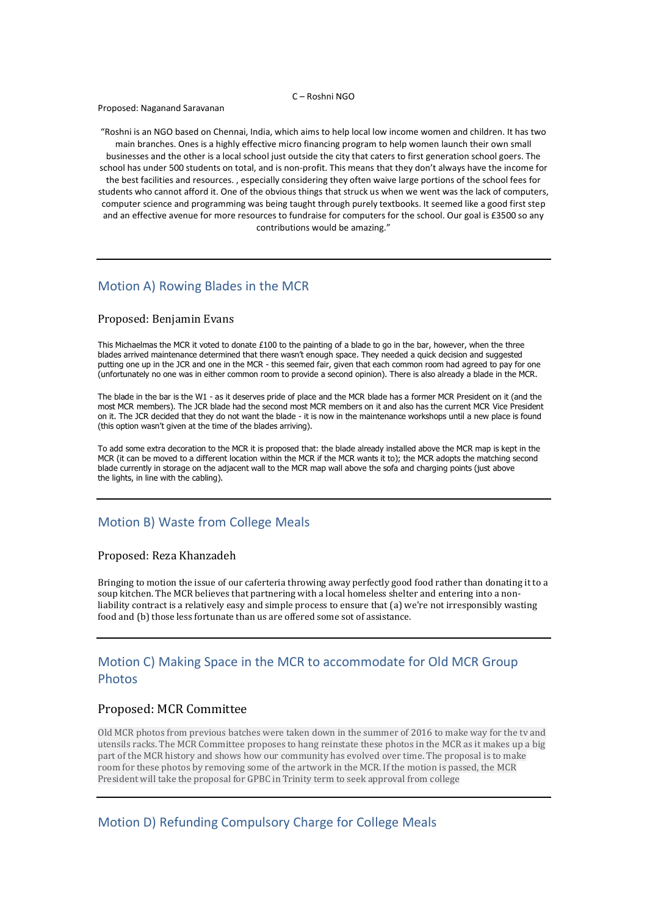### C – Roshni NGO

Proposed: Naganand Saravanan

"Roshni is an NGO based on Chennai, India, which aims to help local low income women and children. It has two main branches. Ones is a highly effective micro financing program to help women launch their own small businesses and the other is a local school just outside the city that caters to first generation school goers. The school has under 500 students on total, and is non-profit. This means that they don't always have the income for the best facilities and resources. , especially considering they often waive large portions of the school fees for students who cannot afford it. One of the obvious things that struck us when we went was the lack of computers, computer science and programming was being taught through purely textbooks. It seemed like a good first step and an effective avenue for more resources to fundraise for computers for the school. Our goal is £3500 so any contributions would be amazing."

---

## Motion A) Rowing Blades in the MCR

### Proposed: Benjamin Evans

This Michaelmas the MCR it voted to donate £100 to the painting of a blade to go in the bar, however, when the three blades arrived maintenance determined that there wasn't enough space. They needed a quick decision and suggested putting one up in the JCR and one in the MCR - this seemed fair, given that each common room had agreed to pay for one (unfortunately no one was in either common room to provide a second opinion). There is also already a blade in the MCR.

The blade in the bar is the W1 - as it deserves pride of place and the MCR blade has a former MCR President on it (and the most MCR members). The JCR blade had the second most MCR members on it and also has the current MCR Vice President on it. The JCR decided that they do not want the blade - it is now in the maintenance workshops until a new place is found (this option wasn't given at the time of the blades arriving).

To add some extra decoration to the MCR it is proposed that: the blade already installed above the MCR map is kept in the MCR (it can be moved to a different location within the MCR if the MCR wants it to); the MCR adopts the matching second blade currently in storage on the adjacent wall to the MCR map wall above the sofa and charging points (just above the lights, in line with the cabling).

---

## Motion B) Waste from College Meals

### Proposed: Reza Khanzadeh

Bringing to motion the issue of our caferteria throwing away perfectly good food rather than donating it to a soup kitchen. The MCR believes that partnering with a local homeless shelter and entering into a non-liability contract is a relatively easy and simple process to ensure that (a) we're not irresponsibly wasting food and (b) those less fortunate than us are offered some sot of assistance.

---

## Motion C) Making Space in the MCR to accommodate for Old MCR Group Photos

### Proposed: MCR Committee

Old MCR photos from previous batches were taken down in the summer of 2016 to make way for the tv and utensils racks. The MCR Committee proposes to hang reinstate these photos in the MCR as it makes up a big part of the MCR history and shows how our community has evolved over time. The proposal is to make room for these photos by removing some of the artwork in the MCR. If the motion is passed, the MCR President will take the proposal for GPBC in Trinity term to seek approval from college

---

## Motion D) Refunding Compulsory Charge for College Meals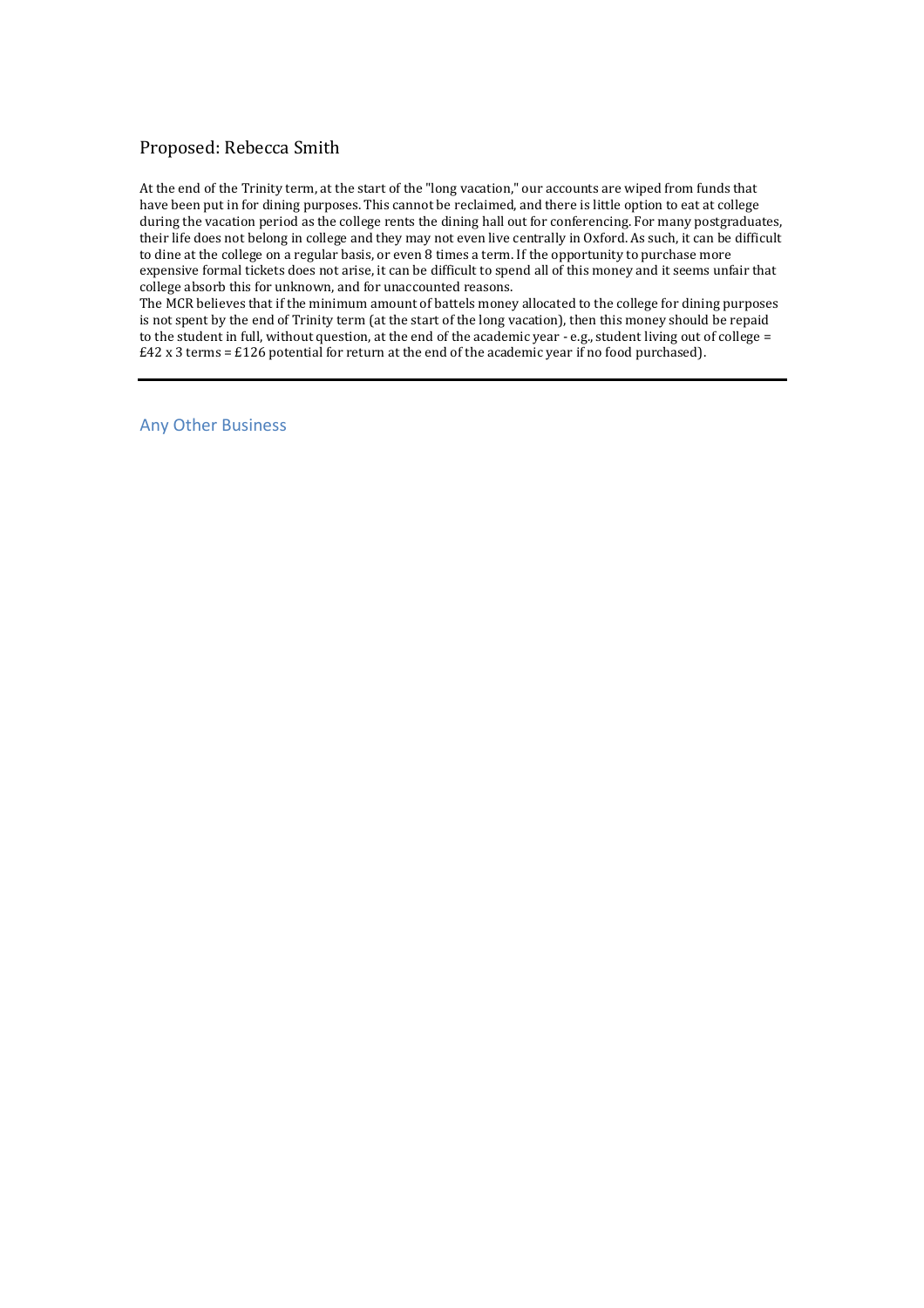## Proposed: Rebecca Smith

At the end of the Trinity term, at the start of the "long vacation," our accounts are wiped from funds that have been put in for dining purposes. This cannot be reclaimed, and there is little option to eat at college during the vacation period as the college rents the dining hall out for conferencing. For many postgraduates, their life does not belong in college and they may not even live centrally in Oxford. As such, it can be difficult to dine at the college on a regular basis, or even 8 times a term. If the opportunity to purchase more expensive formal tickets does not arise, it can be difficult to spend all of this money and it seems unfair that college absorb this for unknown, and for unaccounted reasons.

The MCR believes that if the minimum amount of battels money allocated to the college for dining purposes is not spent by the end of Trinity term (at the start of the long vacation), then this money should be repaid to the student in full, without question, at the end of the academic year - e.g., student living out of college = £42 x 3 terms = £126 potential for return at the end of the academic year if no food purchased).

---

## Any Other Business